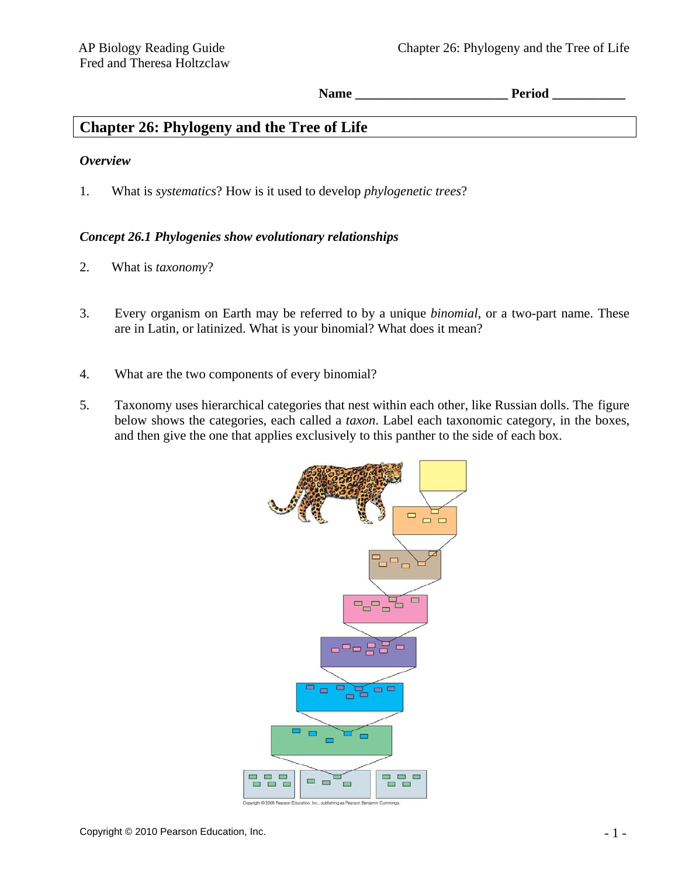Name ______________________ Period __________

# Chapter 26: Phylogeny and the Tree of Life

### *Overview*

1. What is *systematics*? How is it used to develop *phylogenetic trees*?

### *Concept 26.1 Phylogenies show evolutionary relationships*

2. What is *taxonomy*?

3. Every organism on Earth may be referred to by a unique *binomial*, or a two-part name. These are in Latin, or latinized. What is your binomial? What does it mean?

4. What are the two components of every binomial?

5. Taxonomy uses hierarchical categories that nest within each other, like Russian dolls. The figure below shows the categories, each called a *taxon*. Label each taxonomic category, in the boxes, and then give the one that applies exclusively to this panther to the side of each box.

Copyright © 2008 Pearson Education, Inc., publishing as Pearson Benjamin Cummings.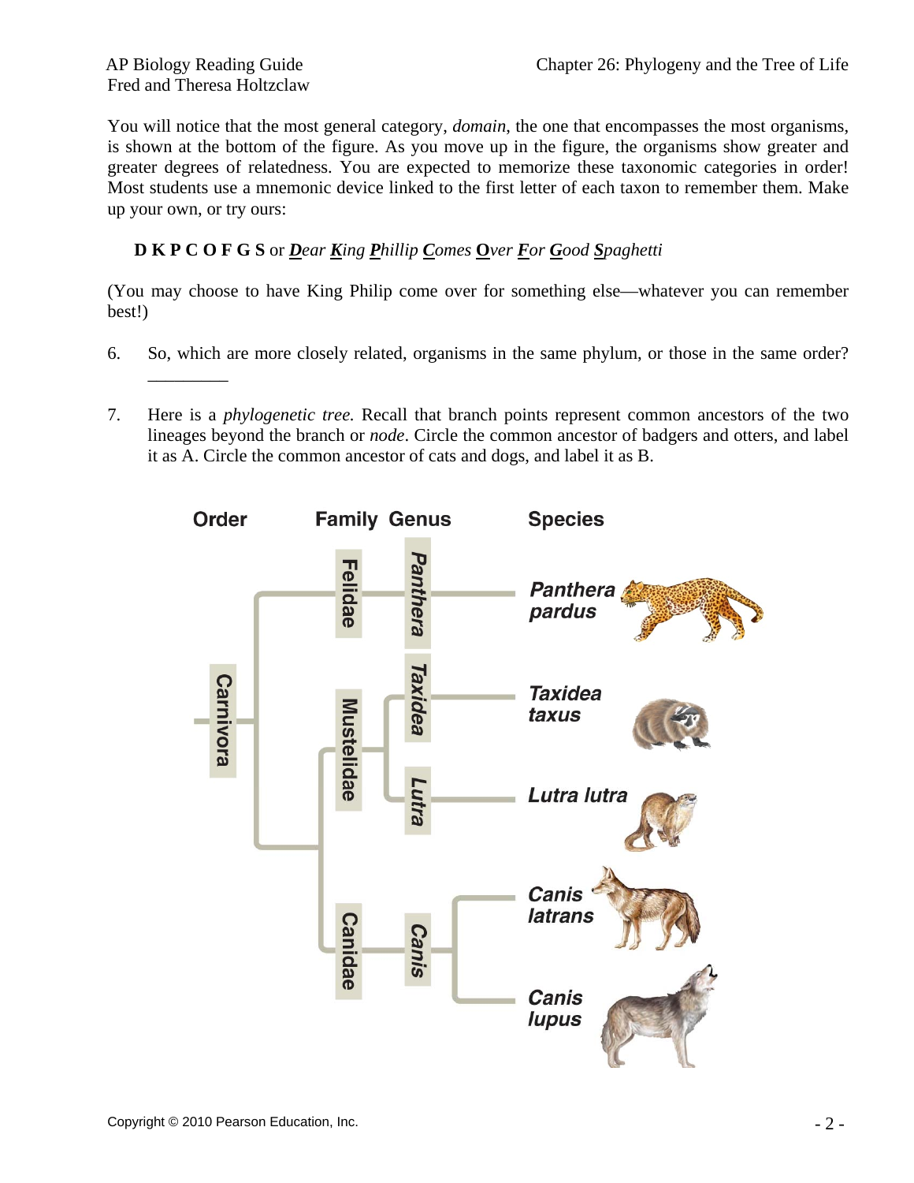You will notice that the most general category, *domain*, the one that encompasses the most organisms, is shown at the bottom of the figure. As you move up in the figure, the organisms show greater and greater degrees of relatedness. You are expected to memorize these taxonomic categories in order! Most students use a mnemonic device linked to the first letter of each taxon to remember them. Make up your own, or try ours:

**D K P C O F G S** or ***D**ear **K**ing **P**hillip **C**omes* **O***ver **F**or **G**ood **S**paghetti*

(You may choose to have King Philip come over for something else—whatever you can remember best!)

6. So, which are more closely related, organisms in the same phylum, or those in the same order? _________

7. Here is a *phylogenetic tree.* Recall that branch points represent common ancestors of the two lineages beyond the branch or *node*. Circle the common ancestor of badgers and otters, and label it as A. Circle the common ancestor of cats and dogs, and label it as B.

Order | Family | Genus | Species

Carnivora
- Felidae — Panthera — *Panthera pardus*
- Mustelidae — Taxidea — *Taxidea taxus*
- Mustelidae — Lutra — *Lutra lutra*
- Canidae — Canis — *Canis latrans*
- Canidae — Canis — *Canis lupus*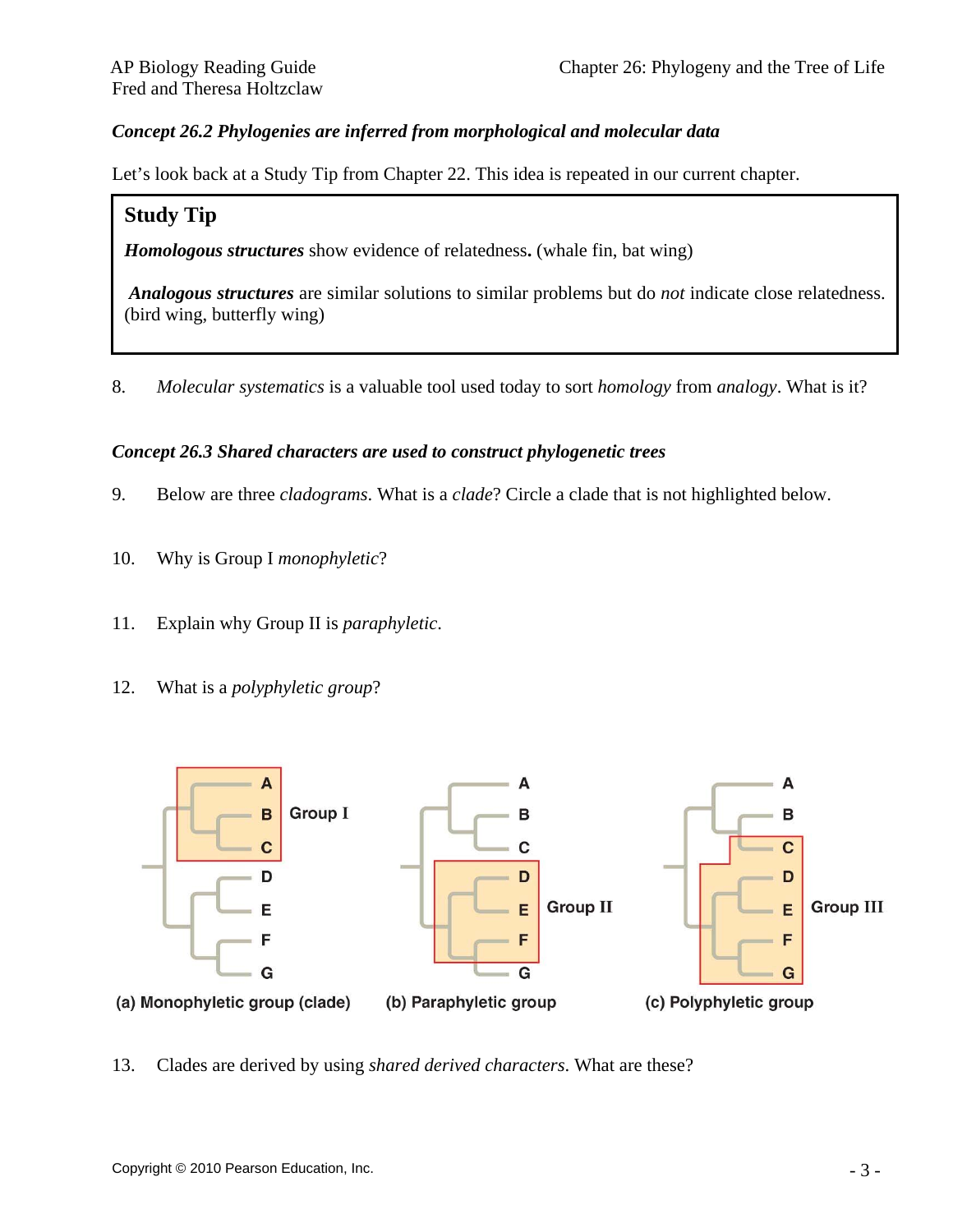*Concept 26.2 Phylogenies are inferred from morphological and molecular data*

Let's look back at a Study Tip from Chapter 22. This idea is repeated in our current chapter.

> **Study Tip**
>
> ***Homologous structures*** show evidence of relatedness**.** (whale fin, bat wing)
>
> ***Analogous structures*** are similar solutions to similar problems but do *not* indicate close relatedness. (bird wing, butterfly wing)

8. *Molecular systematics* is a valuable tool used today to sort *homology* from *analogy*. What is it?

*Concept 26.3 Shared characters are used to construct phylogenetic trees*

9. Below are three *cladograms*. What is a *clade*? Circle a clade that is not highlighted below.

10. Why is Group I *monophyletic*?

11. Explain why Group II is *paraphyletic*.

12. What is a *polyphyletic group*?

A B C D E F G — Group I

(a) Monophyletic group (clade)

A B C D E F G — Group II

(b) Paraphyletic group

A B C D E F G — Group III

(c) Polyphyletic group

13. Clades are derived by using *shared derived characters*. What are these?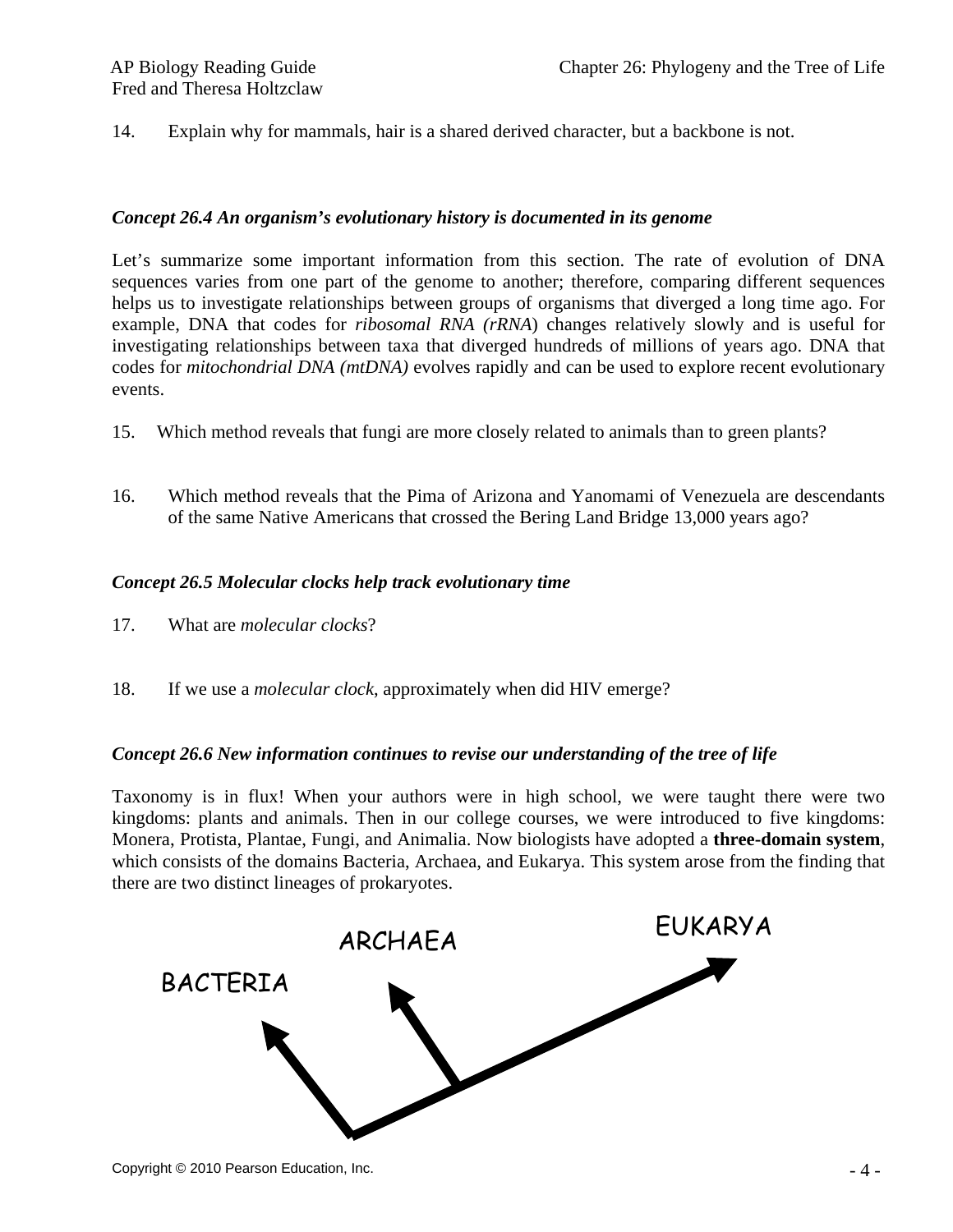14. Explain why for mammals, hair is a shared derived character, but a backbone is not.

***Concept 26.4 An organism's evolutionary history is documented in its genome***

Let's summarize some important information from this section. The rate of evolution of DNA sequences varies from one part of the genome to another; therefore, comparing different sequences helps us to investigate relationships between groups of organisms that diverged a long time ago. For example, DNA that codes for *ribosomal RNA (rRNA*) changes relatively slowly and is useful for investigating relationships between taxa that diverged hundreds of millions of years ago. DNA that codes for *mitochondrial DNA (mtDNA)* evolves rapidly and can be used to explore recent evolutionary events.

15. Which method reveals that fungi are more closely related to animals than to green plants?

16. Which method reveals that the Pima of Arizona and Yanomami of Venezuela are descendants of the same Native Americans that crossed the Bering Land Bridge 13,000 years ago?

***Concept 26.5 Molecular clocks help track evolutionary time***

17. What are *molecular clocks*?

18. If we use a *molecular clock*, approximately when did HIV emerge?

***Concept 26.6 New information continues to revise our understanding of the tree of life***

Taxonomy is in flux! When your authors were in high school, we were taught there were two kingdoms: plants and animals. Then in our college courses, we were introduced to five kingdoms: Monera, Protista, Plantae, Fungi, and Animalia. Now biologists have adopted a **three-domain system**, which consists of the domains Bacteria, Archaea, and Eukarya. This system arose from the finding that there are two distinct lineages of prokaryotes.

BACTERIA ARCHAEA EUKARYA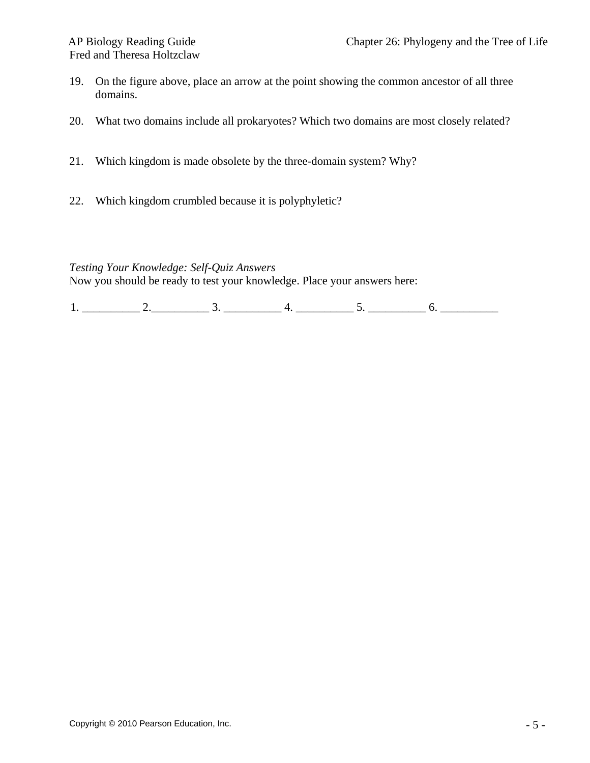19. On the figure above, place an arrow at the point showing the common ancestor of all three domains.

20. What two domains include all prokaryotes? Which two domains are most closely related?

21. Which kingdom is made obsolete by the three-domain system? Why?

22. Which kingdom crumbled because it is polyphyletic?

*Testing Your Knowledge: Self-Quiz Answers*

Now you should be ready to test your knowledge. Place your answers here:

1. __________ 2.__________ 3. __________ 4. __________ 5. __________ 6. __________

Copyright © 2010 Pearson Education, Inc.